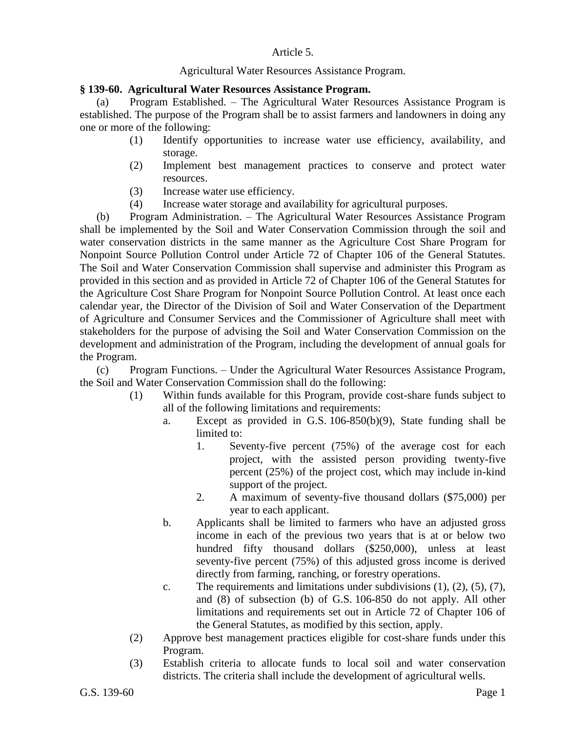Article 5.

Agricultural Water Resources Assistance Program.

**§ 139-60. Agricultural Water Resources Assistance Program.**

(a) Program Established. – The Agricultural Water Resources Assistance Program is established. The purpose of the Program shall be to assist farmers and landowners in doing any one or more of the following:

- (1) Identify opportunities to increase water use efficiency, availability, and storage.
- (2) Implement best management practices to conserve and protect water resources.
- (3) Increase water use efficiency.
- (4) Increase water storage and availability for agricultural purposes.

(b) Program Administration. – The Agricultural Water Resources Assistance Program shall be implemented by the Soil and Water Conservation Commission through the soil and water conservation districts in the same manner as the Agriculture Cost Share Program for Nonpoint Source Pollution Control under Article 72 of Chapter 106 of the General Statutes. The Soil and Water Conservation Commission shall supervise and administer this Program as provided in this section and as provided in Article 72 of Chapter 106 of the General Statutes for the Agriculture Cost Share Program for Nonpoint Source Pollution Control. At least once each calendar year, the Director of the Division of Soil and Water Conservation of the Department of Agriculture and Consumer Services and the Commissioner of Agriculture shall meet with stakeholders for the purpose of advising the Soil and Water Conservation Commission on the development and administration of the Program, including the development of annual goals for the Program.

(c) Program Functions. – Under the Agricultural Water Resources Assistance Program, the Soil and Water Conservation Commission shall do the following:

- (1) Within funds available for this Program, provide cost-share funds subject to all of the following limitations and requirements:
  - a. Except as provided in G.S. 106-850(b)(9), State funding shall be limited to:
    - 1. Seventy-five percent (75%) of the average cost for each project, with the assisted person providing twenty-five percent (25%) of the project cost, which may include in-kind support of the project.
    - 2. A maximum of seventy-five thousand dollars ($75,000) per year to each applicant.
  - b. Applicants shall be limited to farmers who have an adjusted gross income in each of the previous two years that is at or below two hundred fifty thousand dollars ($250,000), unless at least seventy-five percent (75%) of this adjusted gross income is derived directly from farming, ranching, or forestry operations.
  - c. The requirements and limitations under subdivisions (1), (2), (5), (7), and (8) of subsection (b) of G.S. 106-850 do not apply. All other limitations and requirements set out in Article 72 of Chapter 106 of the General Statutes, as modified by this section, apply.
- (2) Approve best management practices eligible for cost-share funds under this Program.
- (3) Establish criteria to allocate funds to local soil and water conservation districts. The criteria shall include the development of agricultural wells.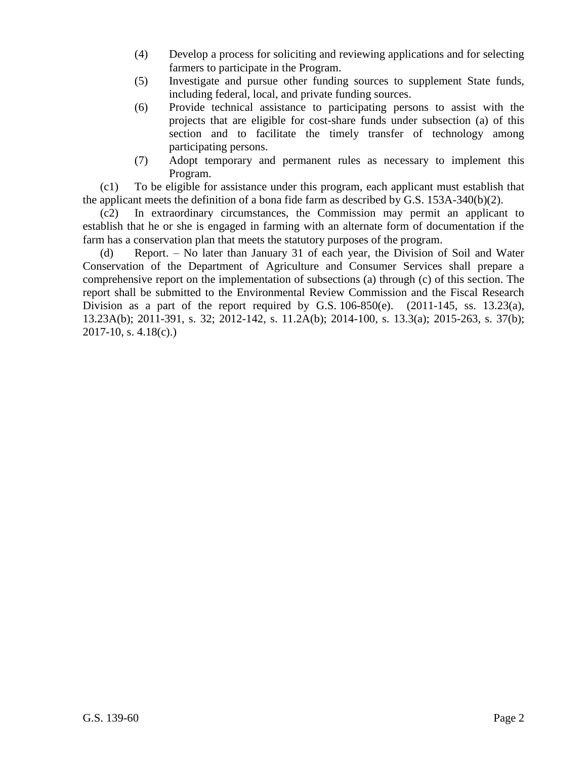(4) Develop a process for soliciting and reviewing applications and for selecting farmers to participate in the Program.

(5) Investigate and pursue other funding sources to supplement State funds, including federal, local, and private funding sources.

(6) Provide technical assistance to participating persons to assist with the projects that are eligible for cost-share funds under subsection (a) of this section and to facilitate the timely transfer of technology among participating persons.

(7) Adopt temporary and permanent rules as necessary to implement this Program.

(c1) To be eligible for assistance under this program, each applicant must establish that the applicant meets the definition of a bona fide farm as described by G.S. 153A-340(b)(2).

(c2) In extraordinary circumstances, the Commission may permit an applicant to establish that he or she is engaged in farming with an alternate form of documentation if the farm has a conservation plan that meets the statutory purposes of the program.

(d) Report. – No later than January 31 of each year, the Division of Soil and Water Conservation of the Department of Agriculture and Consumer Services shall prepare a comprehensive report on the implementation of subsections (a) through (c) of this section. The report shall be submitted to the Environmental Review Commission and the Fiscal Research Division as a part of the report required by G.S. 106-850(e). (2011-145, ss. 13.23(a), 13.23A(b); 2011-391, s. 32; 2012-142, s. 11.2A(b); 2014-100, s. 13.3(a); 2015-263, s. 37(b); 2017-10, s. 4.18(c).)